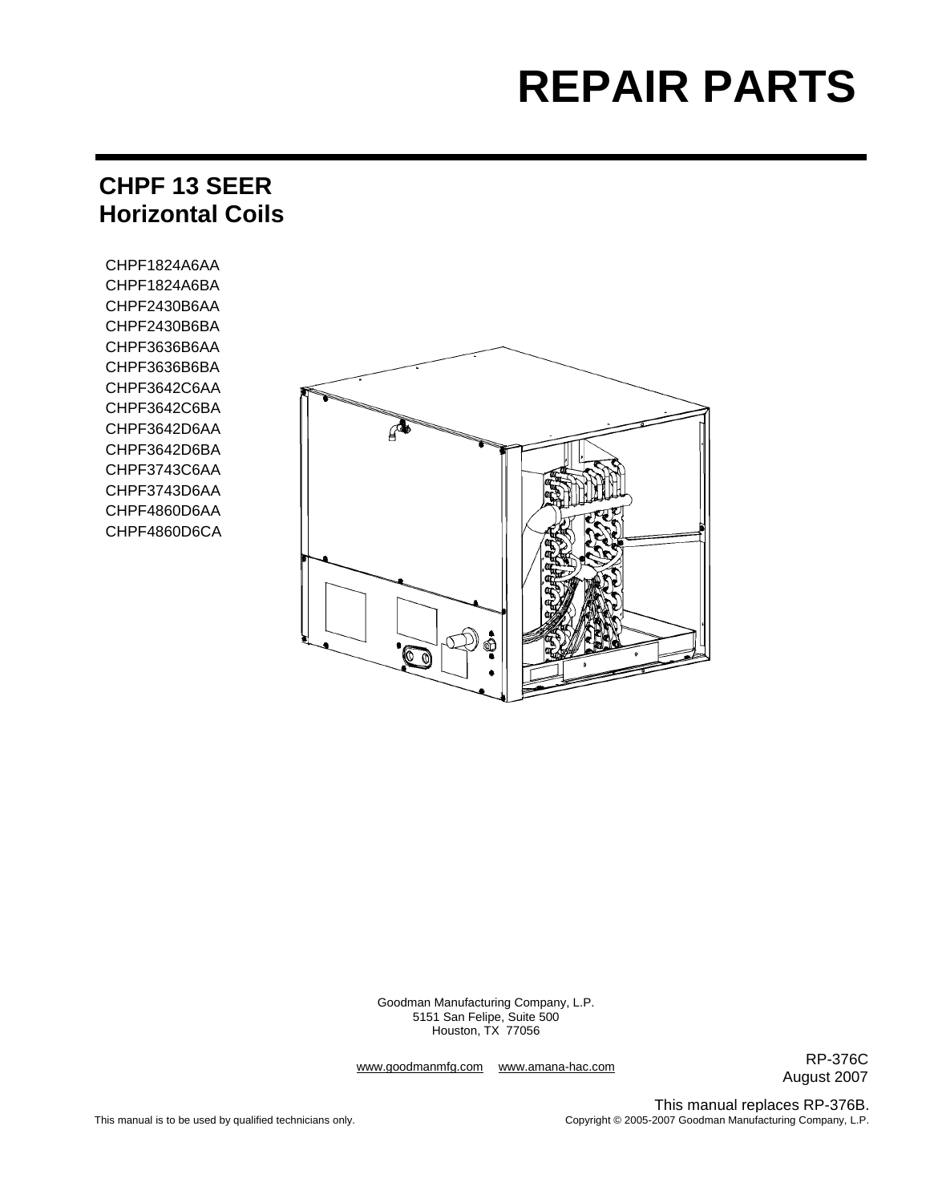# REPAIR PARTS

## CHPF 13 SEER
## Horizontal Coils

CHPF1824A6AA
CHPF1824A6BA
CHPF2430B6AA
CHPF2430B6BA
CHPF3636B6AA
CHPF3636B6BA
CHPF3642C6AA
CHPF3642C6BA
CHPF3642D6AA
CHPF3642D6BA
CHPF3743C6AA
CHPF3743D6AA
CHPF4860D6AA
CHPF4860D6CA

Goodman Manufacturing Company, L.P.
5151 San Felipe, Suite 500
Houston, TX 77056

www.goodmanmfg.com www.amana-hac.com

RP-376C
August 2007

This manual replaces RP-376B.

This manual is to be used by qualified technicians only.

Copyright © 2005-2007 Goodman Manufacturing Company, L.P.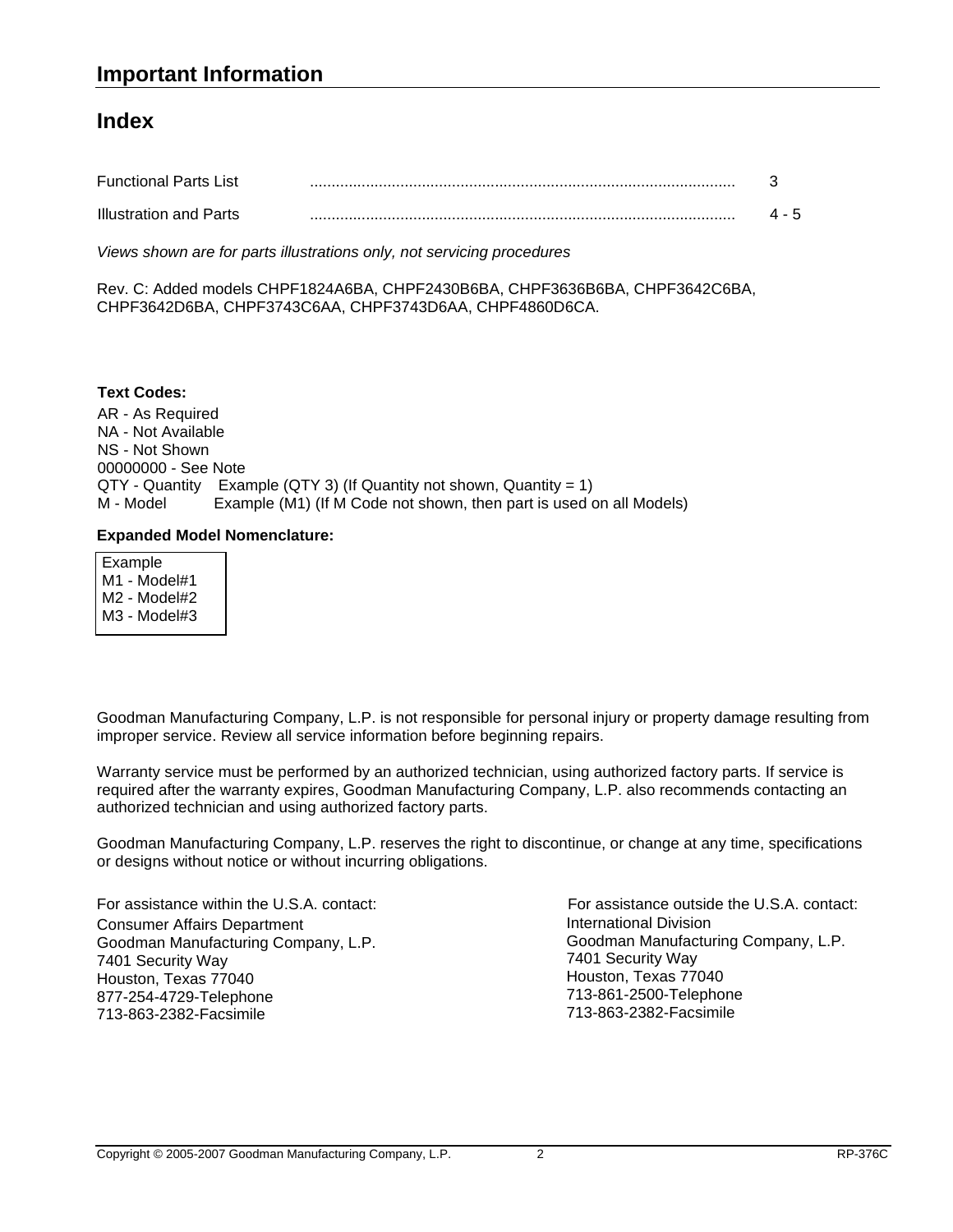# Important Information

## Index

| | | |
|---|---|---|
| Functional Parts List | ........................................................................................ | 3 |
| Illustration and Parts | ........................................................................................ | 4 - 5 |

*Views shown are for parts illustrations only, not servicing procedures*

Rev. C: Added models CHPF1824A6BA, CHPF2430B6BA, CHPF3636B6BA, CHPF3642C6BA, CHPF3642D6BA, CHPF3743C6AA, CHPF3743D6AA, CHPF4860D6CA.

**Text Codes:**

AR - As Required
NA - Not Available
NS - Not Shown
00000000 - See Note
QTY - Quantity    Example (QTY 3) (If Quantity not shown, Quantity = 1)
M - Model    Example (M1) (If M Code not shown, then part is used on all Models)

**Expanded Model Nomenclature:**

Example
M1 - Model#1
M2 - Model#2
M3 - Model#3

Goodman Manufacturing Company, L.P. is not responsible for personal injury or property damage resulting from improper service. Review all service information before beginning repairs.

Warranty service must be performed by an authorized technician, using authorized factory parts. If service is required after the warranty expires, Goodman Manufacturing Company, L.P. also recommends contacting an authorized technician and using authorized factory parts.

Goodman Manufacturing Company, L.P. reserves the right to discontinue, or change at any time, specifications or designs without notice or without incurring obligations.

For assistance within the U.S.A. contact:
Consumer Affairs Department
Goodman Manufacturing Company, L.P.
7401 Security Way
Houston, Texas 77040
877-254-4729-Telephone
713-863-2382-Facsimile

For assistance outside the U.S.A. contact:
International Division
Goodman Manufacturing Company, L.P.
7401 Security Way
Houston, Texas 77040
713-861-2500-Telephone
713-863-2382-Facsimile

Copyright © 2005-2007 Goodman Manufacturing Company, L.P.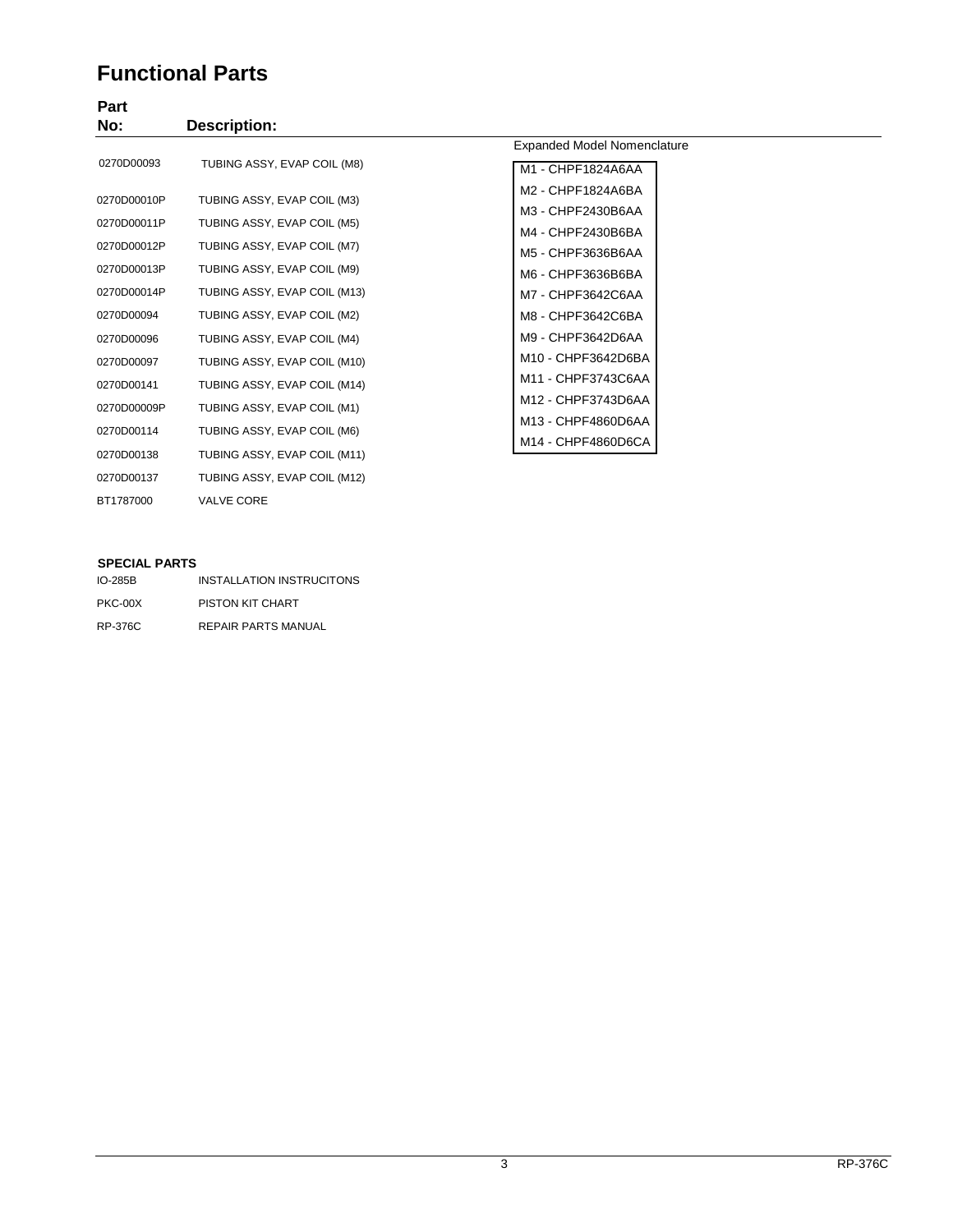# Functional Parts

| Part No: | Description: |
|---|---|
| 0270D00093 | TUBING ASSY, EVAP COIL (M8) |
| 0270D00010P | TUBING ASSY, EVAP COIL (M3) |
| 0270D00011P | TUBING ASSY, EVAP COIL (M5) |
| 0270D00012P | TUBING ASSY, EVAP COIL (M7) |
| 0270D00013P | TUBING ASSY, EVAP COIL (M9) |
| 0270D00014P | TUBING ASSY, EVAP COIL (M13) |
| 0270D00094 | TUBING ASSY, EVAP COIL (M2) |
| 0270D00096 | TUBING ASSY, EVAP COIL (M4) |
| 0270D00097 | TUBING ASSY, EVAP COIL (M10) |
| 0270D00141 | TUBING ASSY, EVAP COIL (M14) |
| 0270D00009P | TUBING ASSY, EVAP COIL (M1) |
| 0270D00114 | TUBING ASSY, EVAP COIL (M6) |
| 0270D00138 | TUBING ASSY, EVAP COIL (M11) |
| 0270D00137 | TUBING ASSY, EVAP COIL (M12) |
| BT1787000 | VALVE CORE |

Expanded Model Nomenclature

- M1 - CHPF1824A6AA
- M2 - CHPF1824A6BA
- M3 - CHPF2430B6AA
- M4 - CHPF2430B6BA
- M5 - CHPF3636B6AA
- M6 - CHPF3636B6BA
- M7 - CHPF3642C6AA
- M8 - CHPF3642C6BA
- M9 - CHPF3642D6AA
- M10 - CHPF3642D6BA
- M11 - CHPF3743C6AA
- M12 - CHPF3743D6AA
- M13 - CHPF4860D6AA
- M14 - CHPF4860D6CA

**SPECIAL PARTS**

| | |
|---|---|
| IO-285B | INSTALLATION INSTRUCITONS |
| PKC-00X | PISTON KIT CHART |
| RP-376C | REPAIR PARTS MANUAL |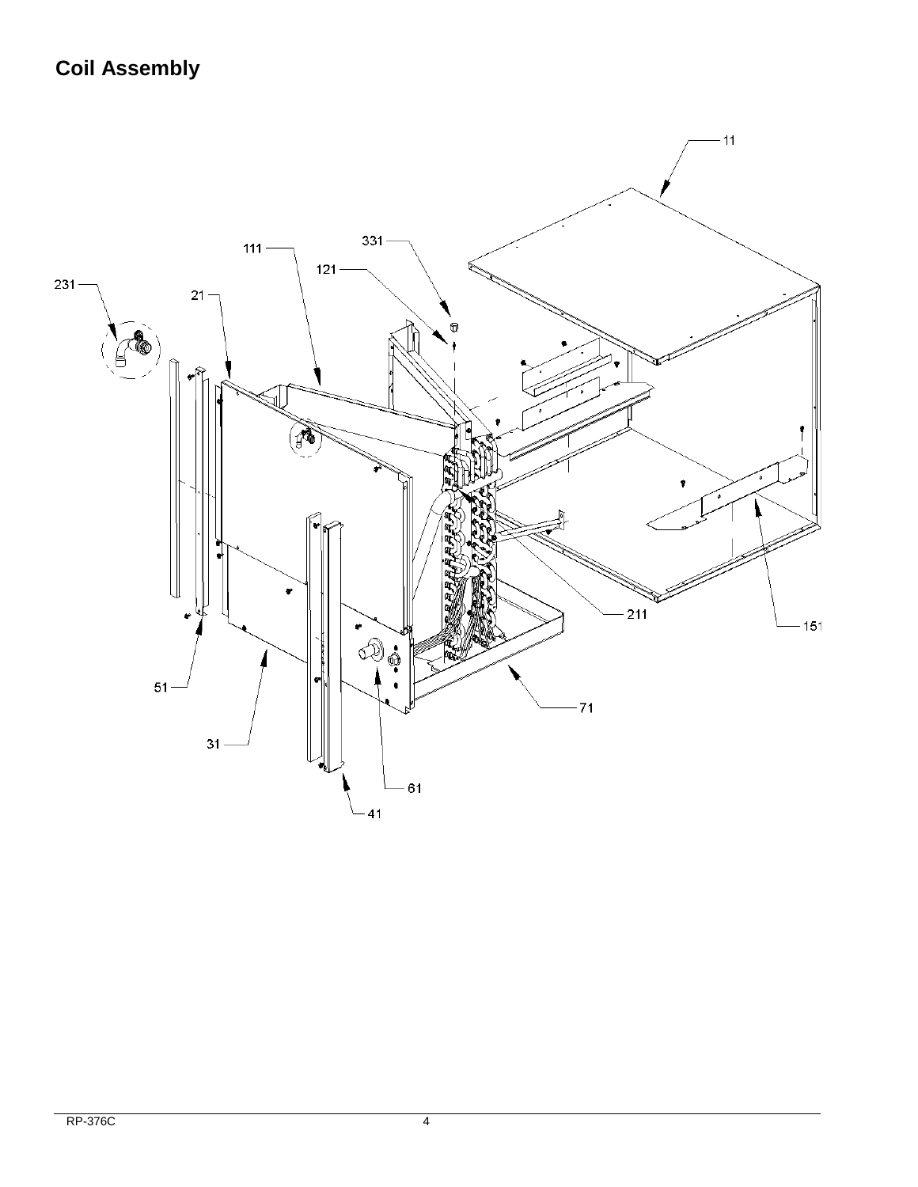## Coil Assembly

11

111

331

121

231

21

211

151

51

71

31

61

41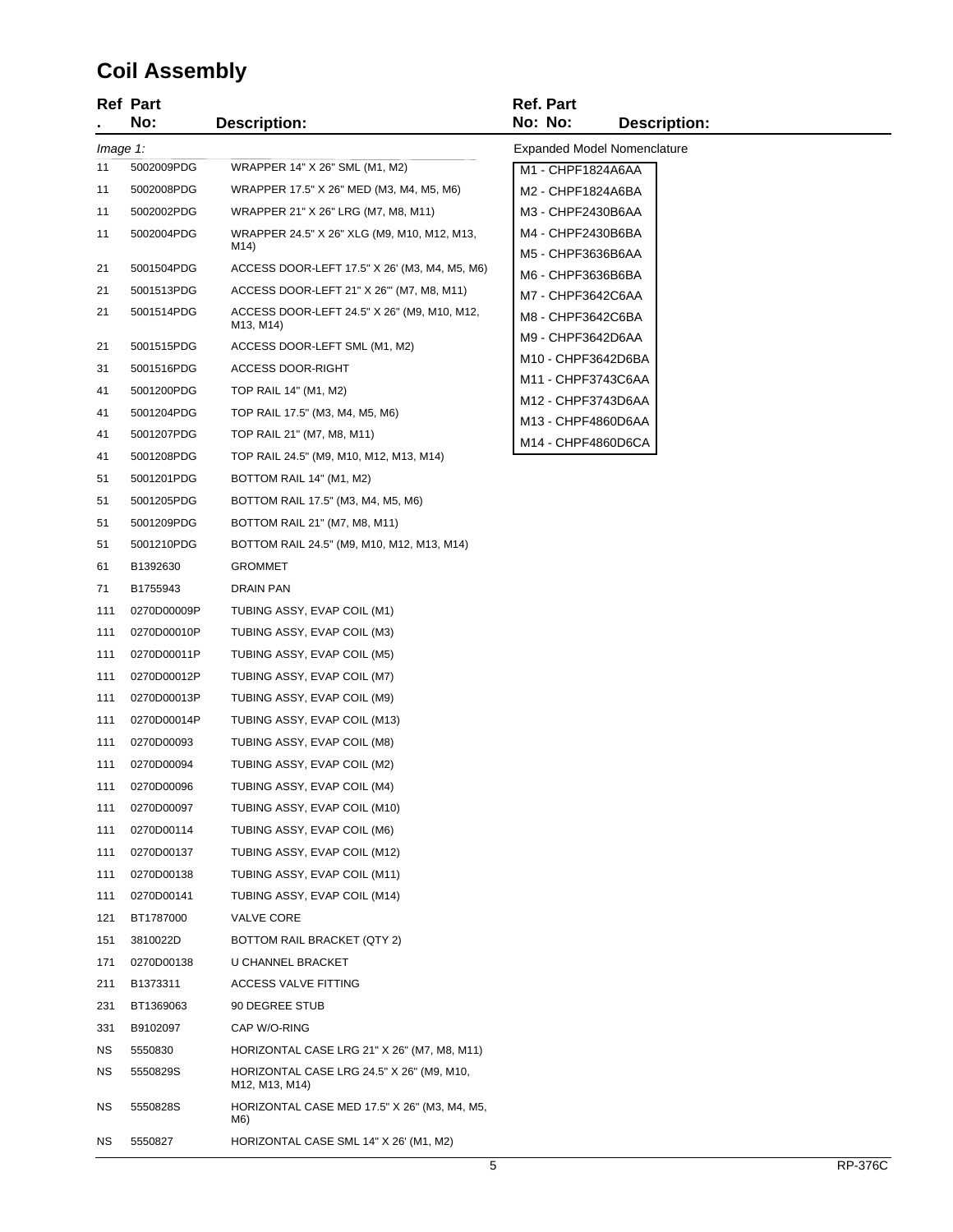# Coil Assembly

| Ref. | Part No: | Description: |
|---|---|---|
| *Image 1:* | | |
| 11 | 5002009PDG | WRAPPER 14" X 26" SML (M1, M2) |
| 11 | 5002008PDG | WRAPPER 17.5" X 26" MED (M3, M4, M5, M6) |
| 11 | 5002002PDG | WRAPPER 21" X 26" LRG (M7, M8, M11) |
| 11 | 5002004PDG | WRAPPER 24.5" X 26" XLG (M9, M10, M12, M13, M14) |
| 21 | 5001504PDG | ACCESS DOOR-LEFT 17.5" X 26' (M3, M4, M5, M6) |
| 21 | 5001513PDG | ACCESS DOOR-LEFT 21" X 26'" (M7, M8, M11) |
| 21 | 5001514PDG | ACCESS DOOR-LEFT 24.5" X 26" (M9, M10, M12, M13, M14) |
| 21 | 5001515PDG | ACCESS DOOR-LEFT SML (M1, M2) |
| 31 | 5001516PDG | ACCESS DOOR-RIGHT |
| 41 | 5001200PDG | TOP RAIL 14" (M1, M2) |
| 41 | 5001204PDG | TOP RAIL 17.5" (M3, M4, M5, M6) |
| 41 | 5001207PDG | TOP RAIL 21" (M7, M8, M11) |
| 41 | 5001208PDG | TOP RAIL 24.5" (M9, M10, M12, M13, M14) |
| 51 | 5001201PDG | BOTTOM RAIL 14" (M1, M2) |
| 51 | 5001205PDG | BOTTOM RAIL 17.5" (M3, M4, M5, M6) |
| 51 | 5001209PDG | BOTTOM RAIL 21" (M7, M8, M11) |
| 51 | 5001210PDG | BOTTOM RAIL 24.5" (M9, M10, M12, M13, M14) |
| 61 | B1392630 | GROMMET |
| 71 | B1755943 | DRAIN PAN |
| 111 | 0270D00009P | TUBING ASSY, EVAP COIL (M1) |
| 111 | 0270D00010P | TUBING ASSY, EVAP COIL (M3) |
| 111 | 0270D00011P | TUBING ASSY, EVAP COIL (M5) |
| 111 | 0270D00012P | TUBING ASSY, EVAP COIL (M7) |
| 111 | 0270D00013P | TUBING ASSY, EVAP COIL (M9) |
| 111 | 0270D00014P | TUBING ASSY, EVAP COIL (M13) |
| 111 | 0270D00093 | TUBING ASSY, EVAP COIL (M8) |
| 111 | 0270D00094 | TUBING ASSY, EVAP COIL (M2) |
| 111 | 0270D00096 | TUBING ASSY, EVAP COIL (M4) |
| 111 | 0270D00097 | TUBING ASSY, EVAP COIL (M10) |
| 111 | 0270D00114 | TUBING ASSY, EVAP COIL (M6) |
| 111 | 0270D00137 | TUBING ASSY, EVAP COIL (M12) |
| 111 | 0270D00138 | TUBING ASSY, EVAP COIL (M11) |
| 111 | 0270D00141 | TUBING ASSY, EVAP COIL (M14) |
| 121 | BT1787000 | VALVE CORE |
| 151 | 3810022D | BOTTOM RAIL BRACKET (QTY 2) |
| 171 | 0270D00138 | U CHANNEL BRACKET |
| 211 | B1373311 | ACCESS VALVE FITTING |
| 231 | BT1369063 | 90 DEGREE STUB |
| 331 | B9102097 | CAP W/O-RING |
| NS | 5550830 | HORIZONTAL CASE LRG 21" X 26" (M7, M8, M11) |
| NS | 5550829S | HORIZONTAL CASE LRG 24.5" X 26" (M9, M10, M12, M13, M14) |
| NS | 5550828S | HORIZONTAL CASE MED 17.5" X 26" (M3, M4, M5, M6) |
| NS | 5550827 | HORIZONTAL CASE SML 14" X 26' (M1, M2) |

Expanded Model Nomenclature

- M1 - CHPF1824A6AA
- M2 - CHPF1824A6BA
- M3 - CHPF2430B6AA
- M4 - CHPF2430B6BA
- M5 - CHPF3636B6AA
- M6 - CHPF3636B6BA
- M7 - CHPF3642C6AA
- M8 - CHPF3642C6BA
- M9 - CHPF3642D6AA
- M10 - CHPF3642D6BA
- M11 - CHPF3743C6AA
- M12 - CHPF3743D6AA
- M13 - CHPF4860D6AA
- M14 - CHPF4860D6CA

RP-376C